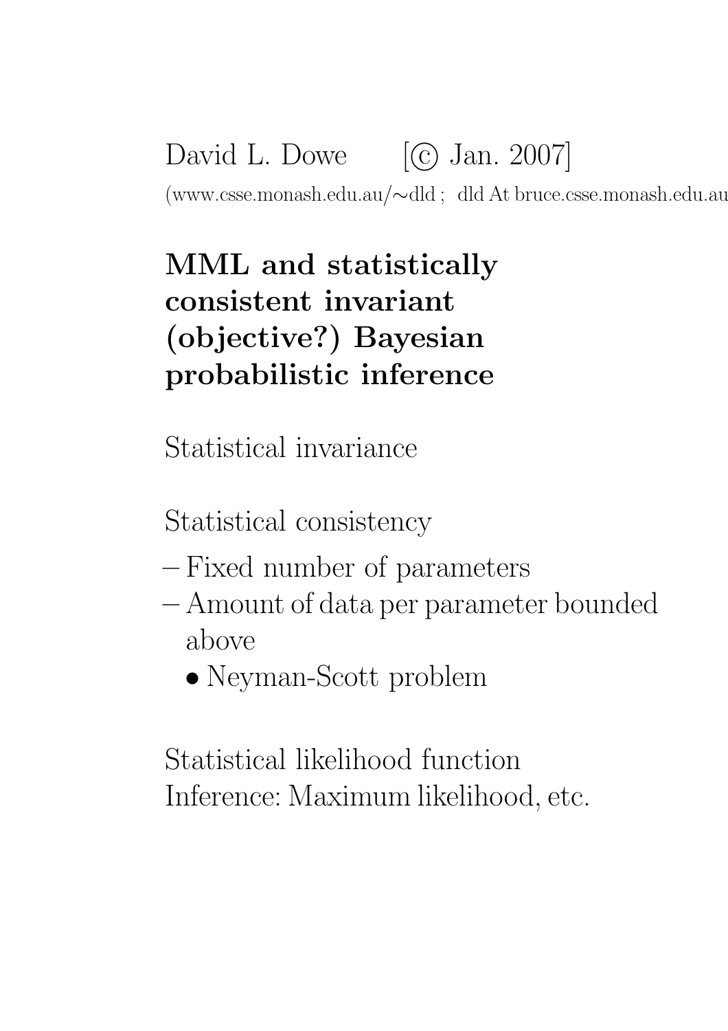David L. Dowe [© Jan. 2007]

(www.csse.monash.edu.au/∼dld ; dld At bruce.csse.monash.edu.au

# MML and statistically consistent invariant (objective?) Bayesian probabilistic inference

Statistical invariance

Statistical consistency

- Fixed number of parameters
- Amount of data per parameter bounded above
  - Neyman-Scott problem

Statistical likelihood function
Inference: Maximum likelihood, etc.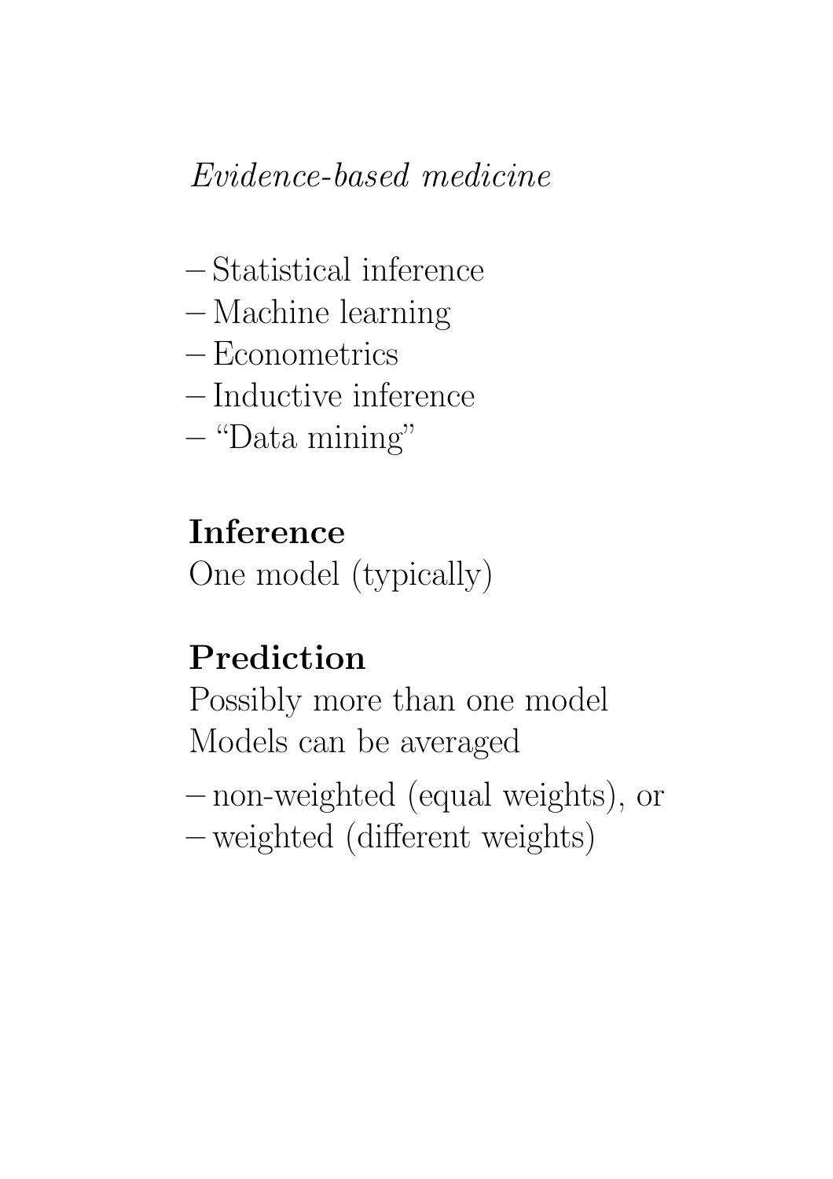*Evidence-based medicine*

– Statistical inference
– Machine learning
– Econometrics
– Inductive inference
– “Data mining”

**Inference**
One model (typically)

**Prediction**
Possibly more than one model
Models can be averaged

– non-weighted (equal weights), or
– weighted (different weights)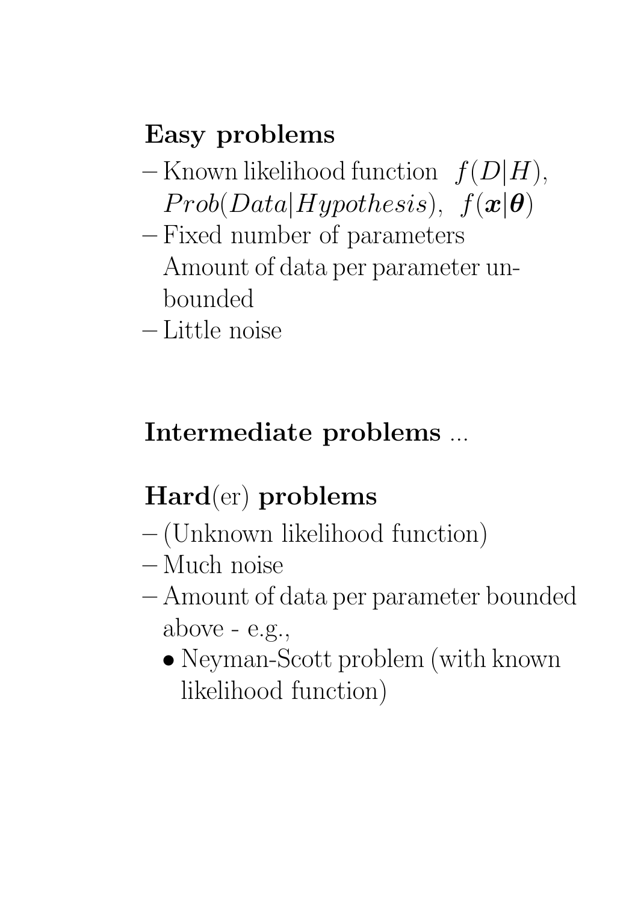**Easy problems**

– Known likelihood function $f(D|H)$, $Prob(Data|Hypothesis)$, $f(\boldsymbol{x}|\boldsymbol{\theta})$

– Fixed number of parameters
Amount of data per parameter unbounded

– Little noise

**Intermediate problems** ...

**Hard**(er) **problems**

– (Unknown likelihood function)

– Much noise

– Amount of data per parameter bounded above - e.g.,

- Neyman-Scott problem (with known likelihood function)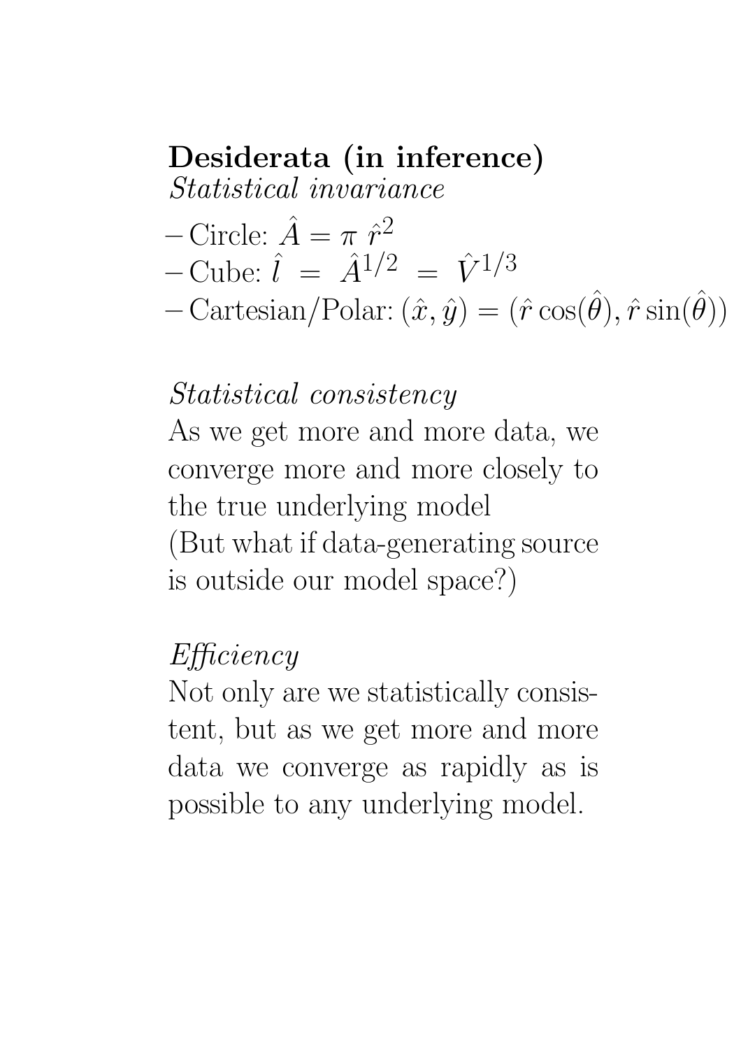**Desiderata (in inference)**

*Statistical invariance*

– Circle: $\hat{A} = \pi\ \hat{r}^2$
– Cube: $\hat{l}\ =\ \hat{A}^{1/2}\ =\ \hat{V}^{1/3}$
– Cartesian/Polar: $(\hat{x}, \hat{y}) = (\hat{r}\cos(\hat{\theta}), \hat{r}\sin(\hat{\theta}))$

*Statistical consistency*

As we get more and more data, we converge more and more closely to the true underlying model
(But what if data-generating source is outside our model space?)

*Efficiency*

Not only are we statistically consistent, but as we get more and more data we converge as rapidly as is possible to any underlying model.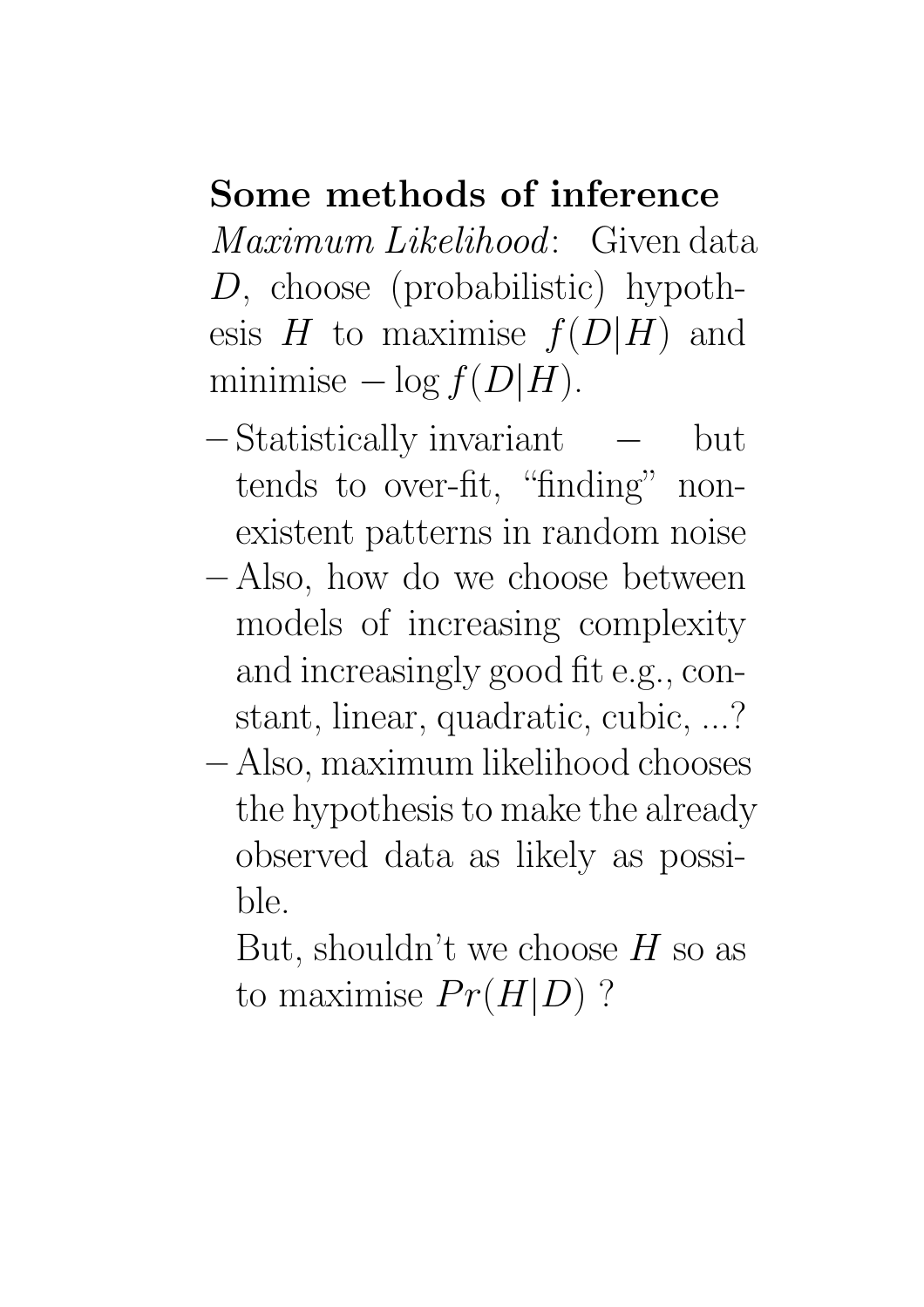**Some methods of inference**

*Maximum Likelihood*: Given data $D$, choose (probabilistic) hypothesis $H$ to maximise $f(D|H)$ and minimise $-\log f(D|H)$.

– Statistically invariant – but tends to over-fit, "finding" non-existent patterns in random noise

– Also, how do we choose between models of increasing complexity and increasingly good fit e.g., constant, linear, quadratic, cubic, ...?

– Also, maximum likelihood chooses the hypothesis to make the already observed data as likely as possible.

  But, shouldn't we choose $H$ so as to maximise $Pr(H|D)$ ?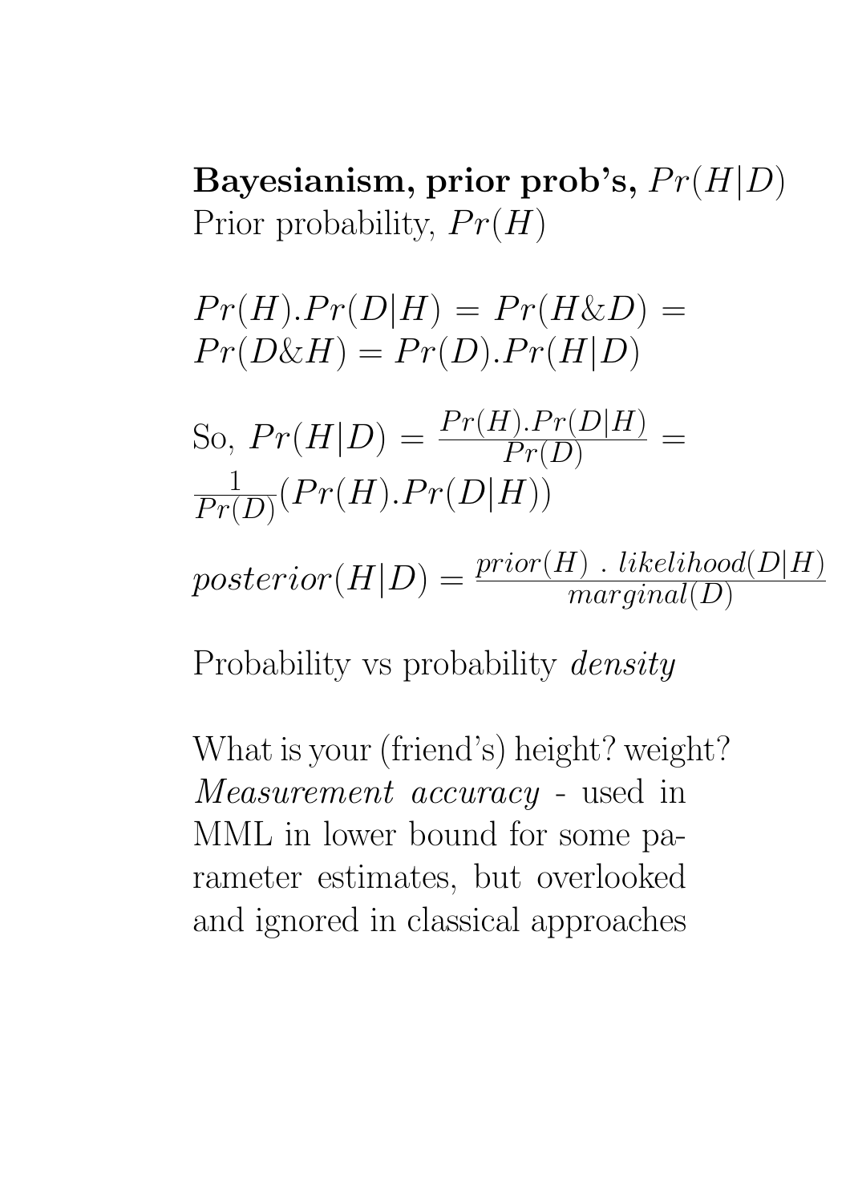**Bayesianism, prior prob's,** $Pr(H|D)$

Prior probability, $Pr(H)$

$$Pr(H).Pr(D|H) = Pr(H\&D) = Pr(D\&H) = Pr(D).Pr(H|D)$$

So, $Pr(H|D) = \frac{Pr(H).Pr(D|H)}{Pr(D)} = \frac{1}{Pr(D)}(Pr(H).Pr(D|H))$

$$posterior(H|D) = \frac{prior(H)\ .\ likelihood(D|H)}{marginal(D)}$$

Probability vs probability *density*

What is your (friend's) height? weight? *Measurement accuracy* - used in MML in lower bound for some parameter estimates, but overlooked and ignored in classical approaches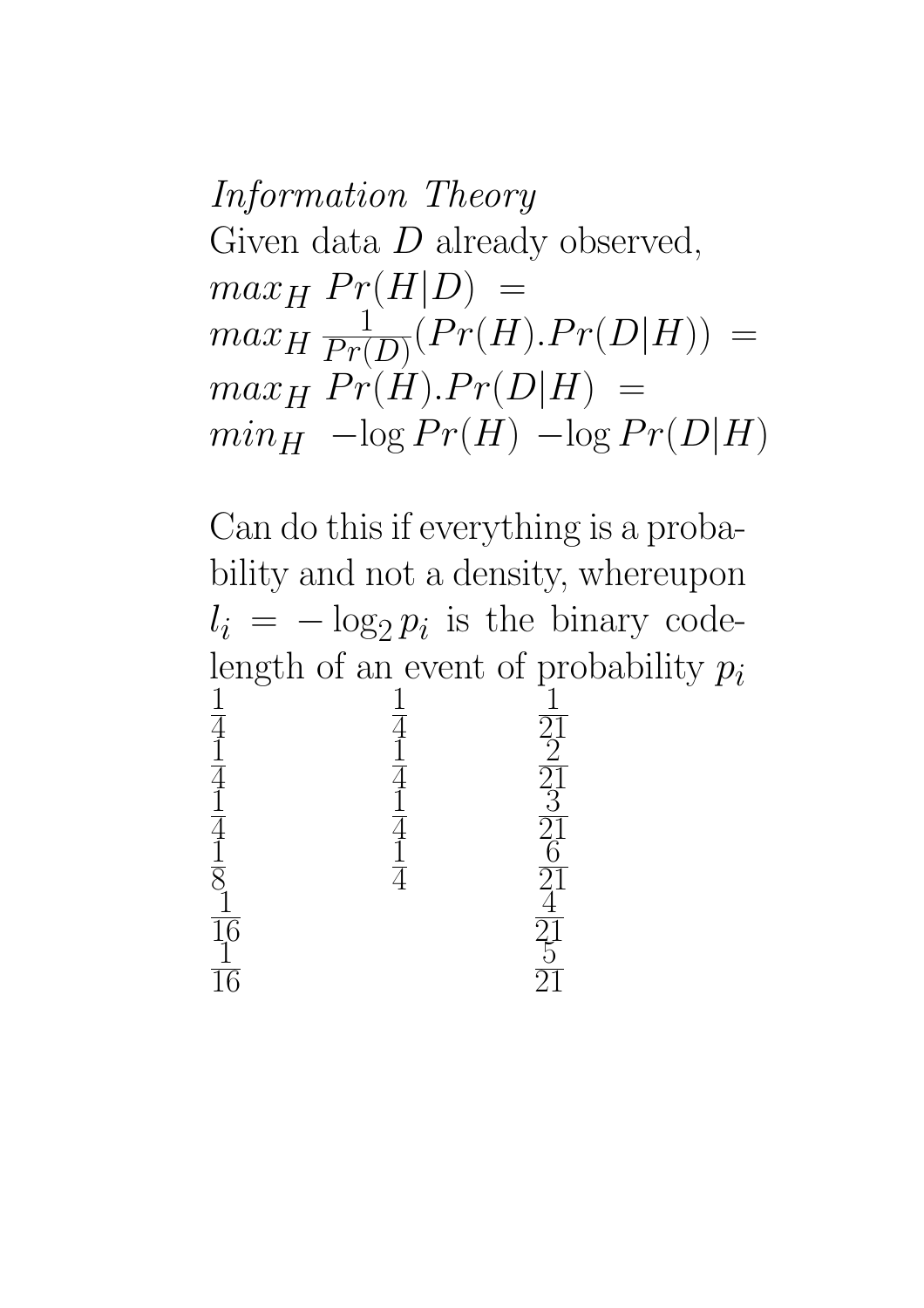*Information Theory*

Given data $D$ already observed,

$$max_H \; Pr(H|D) =$$
$$max_H \; \frac{1}{Pr(D)}(Pr(H).Pr(D|H)) =$$
$$max_H \; Pr(H).Pr(D|H) =$$
$$min_H \; -\log Pr(H) \; -\log Pr(D|H)$$

Can do this if everything is a probability and not a density, whereupon $l_i = -\log_2 p_i$ is the binary code-length of an event of probability $p_i$

| | | |
|---|---|---|
| $\frac{1}{4}$ | $\frac{1}{4}$ | $\frac{1}{21}$ |
| $\frac{1}{4}$ | $\frac{1}{4}$ | $\frac{2}{21}$ |
| $\frac{1}{4}$ | $\frac{1}{4}$ | $\frac{3}{21}$ |
| $\frac{1}{8}$ | $\frac{1}{4}$ | $\frac{6}{21}$ |
| $\frac{1}{16}$ | | $\frac{4}{21}$ |
| $\frac{1}{16}$ | | $\frac{5}{21}$ |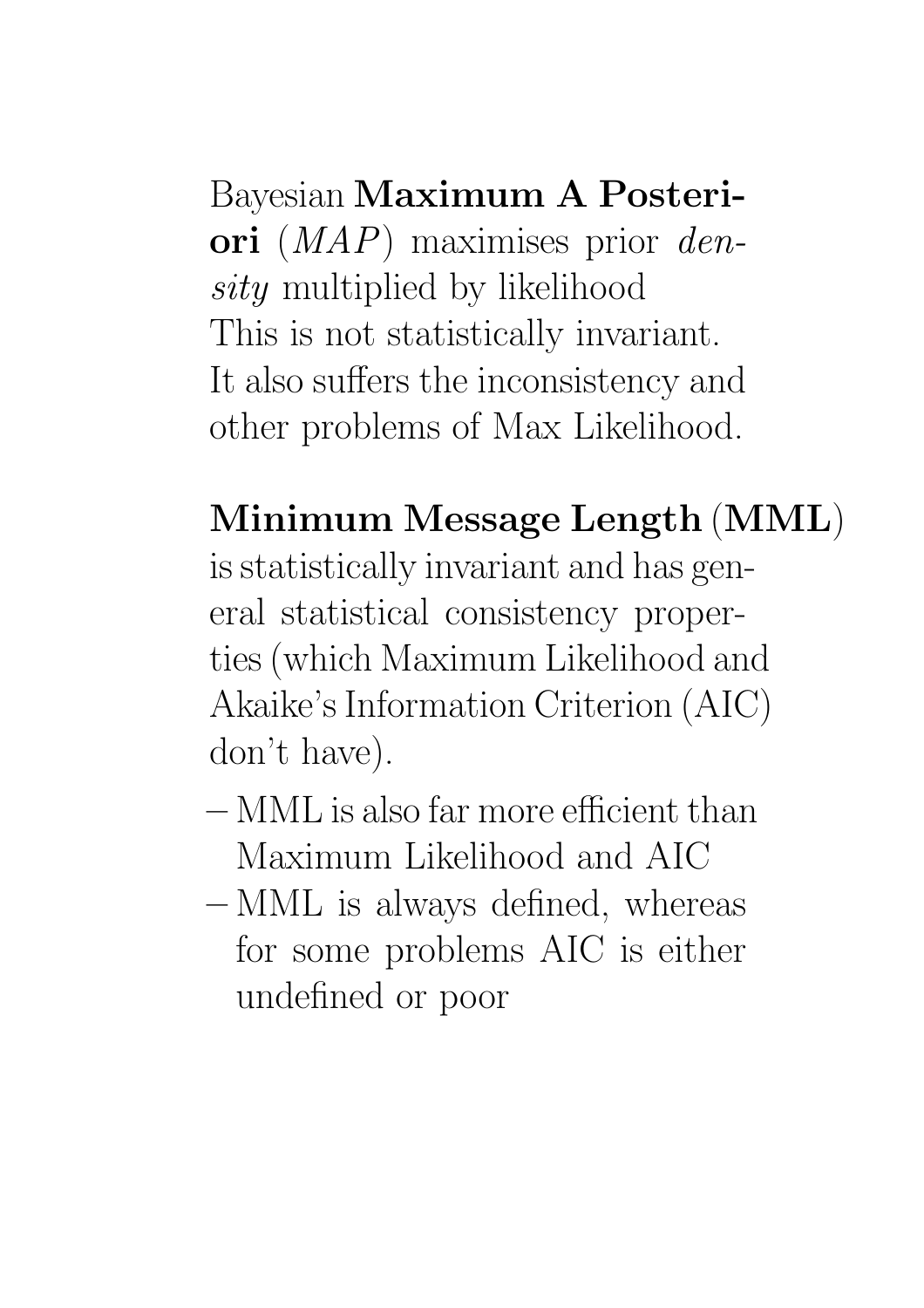Bayesian **Maximum A Posteriori** (*MAP*) maximises prior *density* multiplied by likelihood
This is not statistically invariant.
It also suffers the inconsistency and other problems of Max Likelihood.

**Minimum Message Length** (**MML**) is statistically invariant and has general statistical consistency properties (which Maximum Likelihood and Akaike's Information Criterion (AIC) don't have).

- MML is also far more efficient than Maximum Likelihood and AIC
- MML is always defined, whereas for some problems AIC is either undefined or poor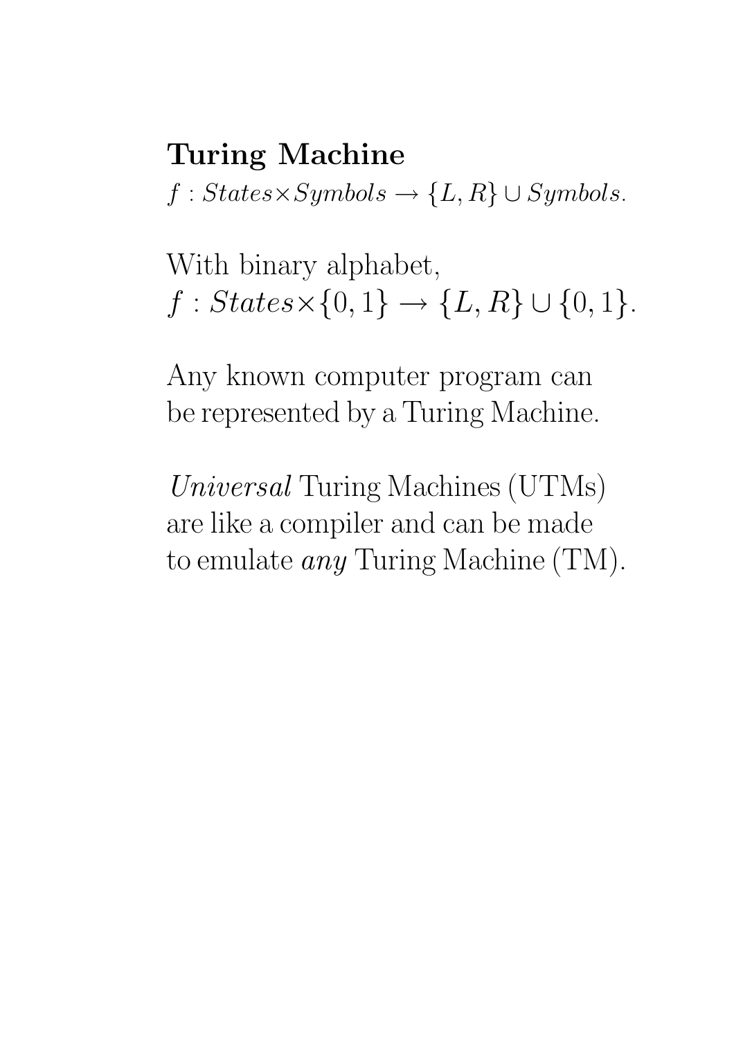**Turing Machine**

$f : States \times Symbols \rightarrow \{L, R\} \cup Symbols.$

With binary alphabet,
$f : States \times \{0, 1\} \rightarrow \{L, R\} \cup \{0, 1\}.$

Any known computer program can be represented by a Turing Machine.

*Universal* Turing Machines (UTMs) are like a compiler and can be made to emulate *any* Turing Machine (TM).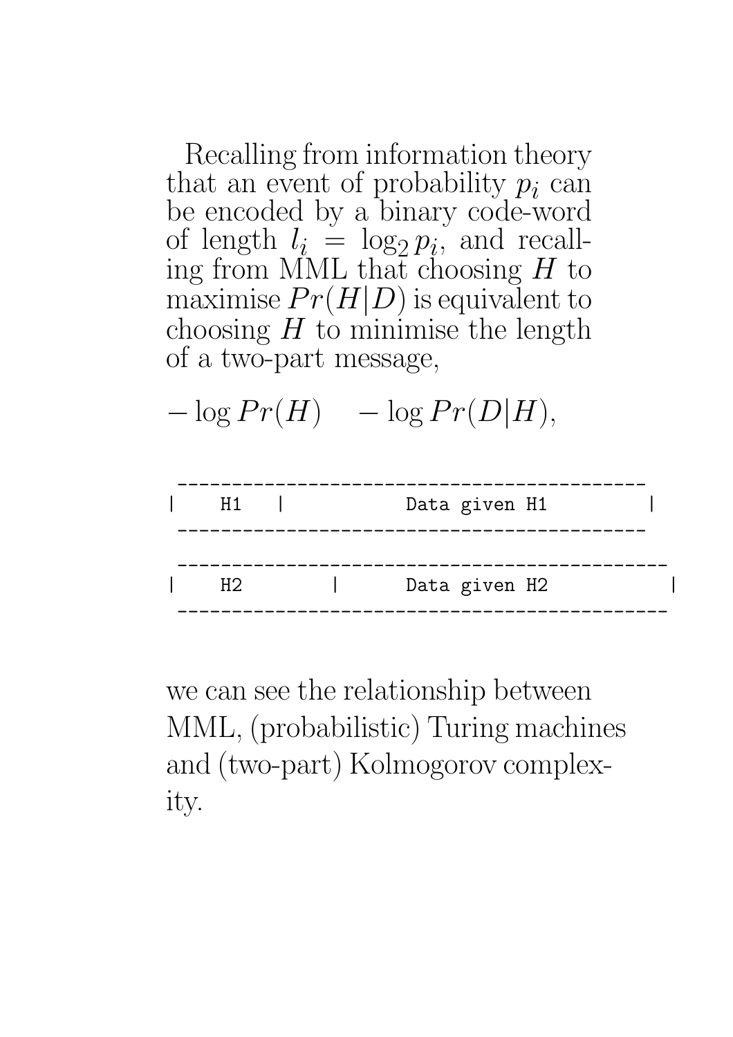Recalling from information theory that an event of probability $p_i$ can be encoded by a binary code-word of length $l_i = \log_2 p_i$, and recalling from MML that choosing $H$ to maximise $Pr(H|D)$ is equivalent to choosing $H$ to minimise the length of a two-part message,

$$-\log Pr(H) \quad -\log Pr(D|H),$$

```
 -------------------------------------------
|    H1   |          Data given H1          |
 -------------------------------------------

 ---------------------------------------------
|    H2        |      Data given H2           |
 ---------------------------------------------
```

we can see the relationship between MML, (probabilistic) Turing machines and (two-part) Kolmogorov complexity.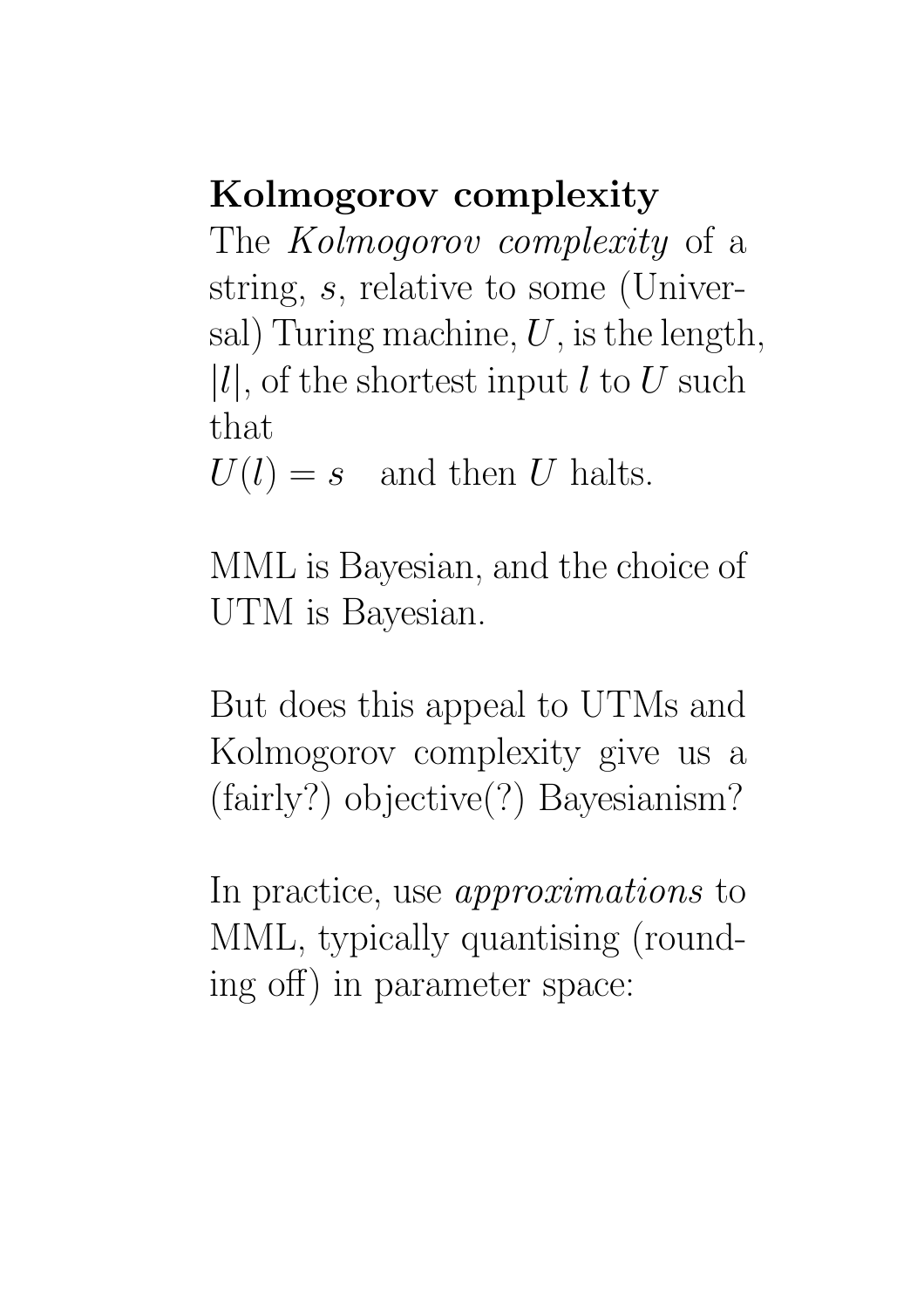**Kolmogorov complexity**

The *Kolmogorov complexity* of a string, $s$, relative to some (Universal) Turing machine, $U$, is the length, $|l|$, of the shortest input $l$ to $U$ such that
$U(l) = s \quad$ and then $U$ halts.

MML is Bayesian, and the choice of UTM is Bayesian.

But does this appeal to UTMs and Kolmogorov complexity give us a (fairly?) objective(?) Bayesianism?

In practice, use *approximations* to MML, typically quantising (rounding off) in parameter space: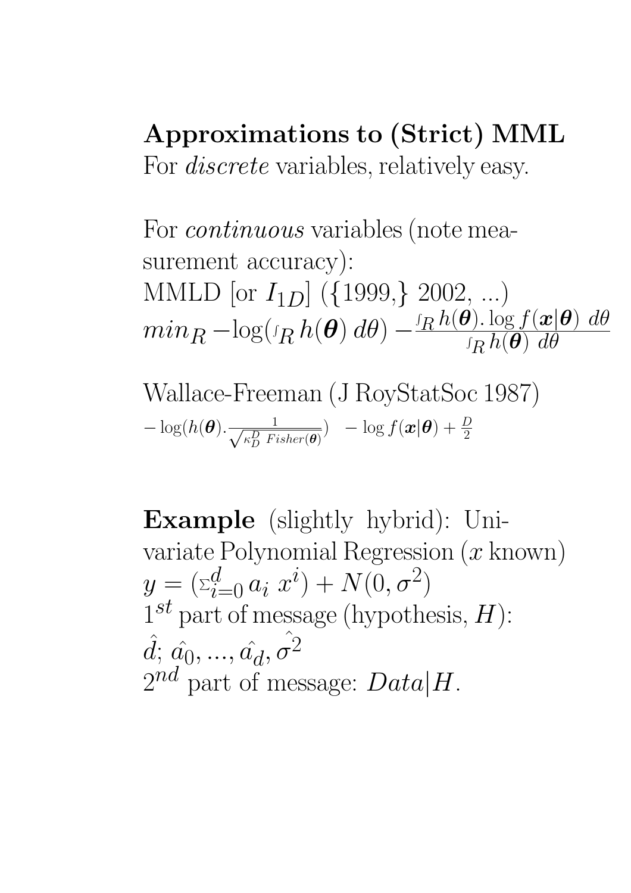**Approximations to (Strict) MML**
For *discrete* variables, relatively easy.

For *continuous* variables (note measurement accuracy):
MMLD [or $I_{1D}$] ({1999,} 2002, ...)
$min_R - \log(\int_R h(\boldsymbol{\theta})\, d\theta) - \frac{\int_R h(\boldsymbol{\theta}). \log f(\boldsymbol{x}|\boldsymbol{\theta})\ d\theta}{\int_R h(\boldsymbol{\theta})\ d\theta}$

Wallace-Freeman (J RoyStatSoc 1987)
$-\log(h(\boldsymbol{\theta}).\frac{1}{\sqrt{\kappa_D^D\ Fisher(\boldsymbol{\theta})}}) \quad - \log f(\boldsymbol{x}|\boldsymbol{\theta}) + \frac{D}{2}$

**Example** (slightly hybrid): Univariate Polynomial Regression ($x$ known)
$y = (\Sigma_{i=0}^{d} a_i\ x^i) + N(0, \sigma^2)$
$1^{st}$ part of message (hypothesis, $H$):
$\hat{d}$; $\hat{a_0}, ..., \hat{a_d}, \hat{\sigma^2}$
$2^{nd}$ part of message: $Data|H$.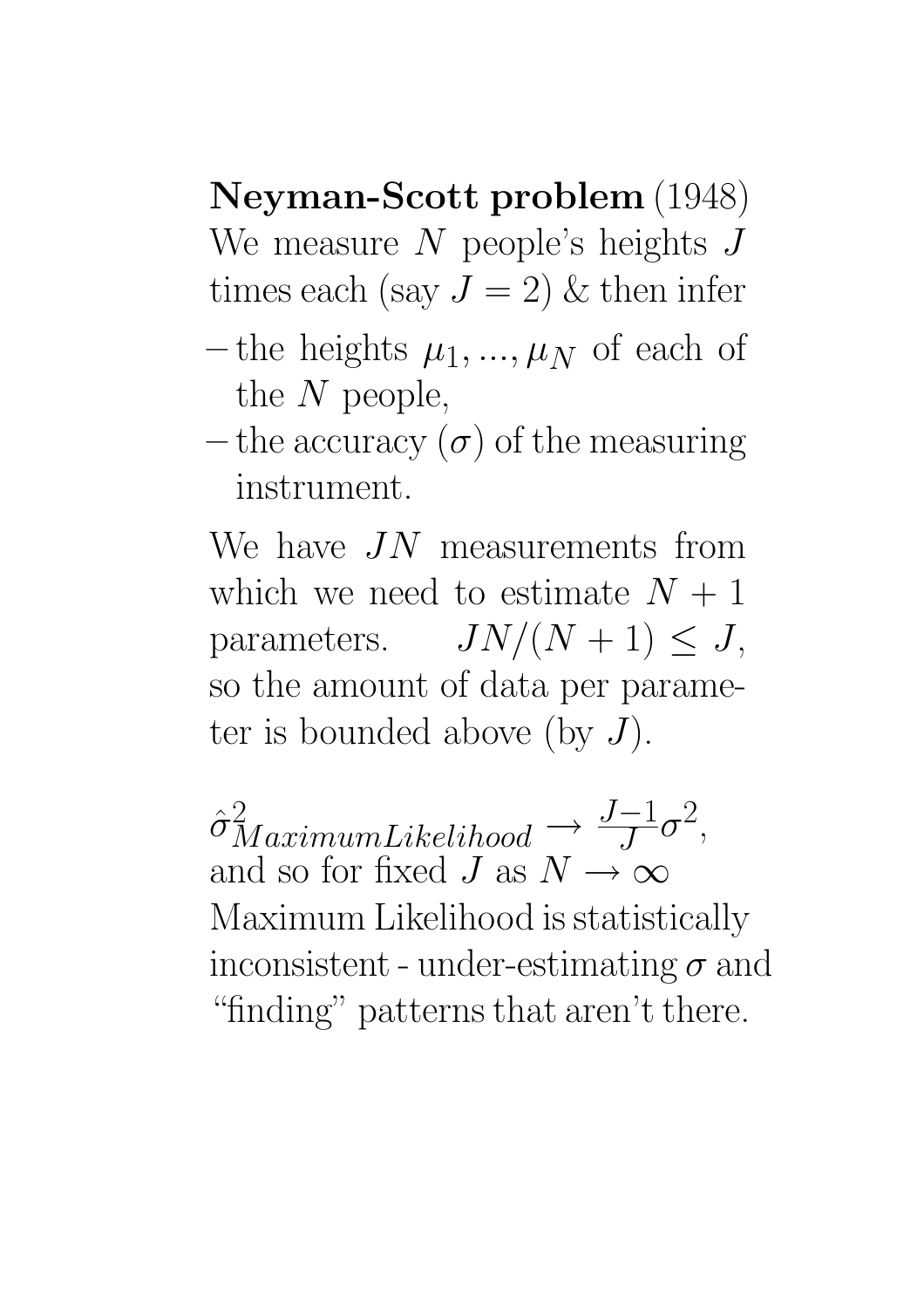**Neyman-Scott problem** (1948)
We measure $N$ people's heights $J$ times each (say $J = 2$) & then infer

- the heights $\mu_1, ..., \mu_N$ of each of the $N$ people,
- the accuracy ($\sigma$) of the measuring instrument.

We have $JN$ measurements from which we need to estimate $N + 1$ parameters. $JN/(N + 1) \leq J$, so the amount of data per parameter is bounded above (by $J$).

$\hat{\sigma}^2_{MaximumLikelihood} \rightarrow \frac{J-1}{J}\sigma^2$, and so for fixed $J$ as $N \rightarrow \infty$ Maximum Likelihood is statistically inconsistent - under-estimating $\sigma$ and "finding" patterns that aren't there.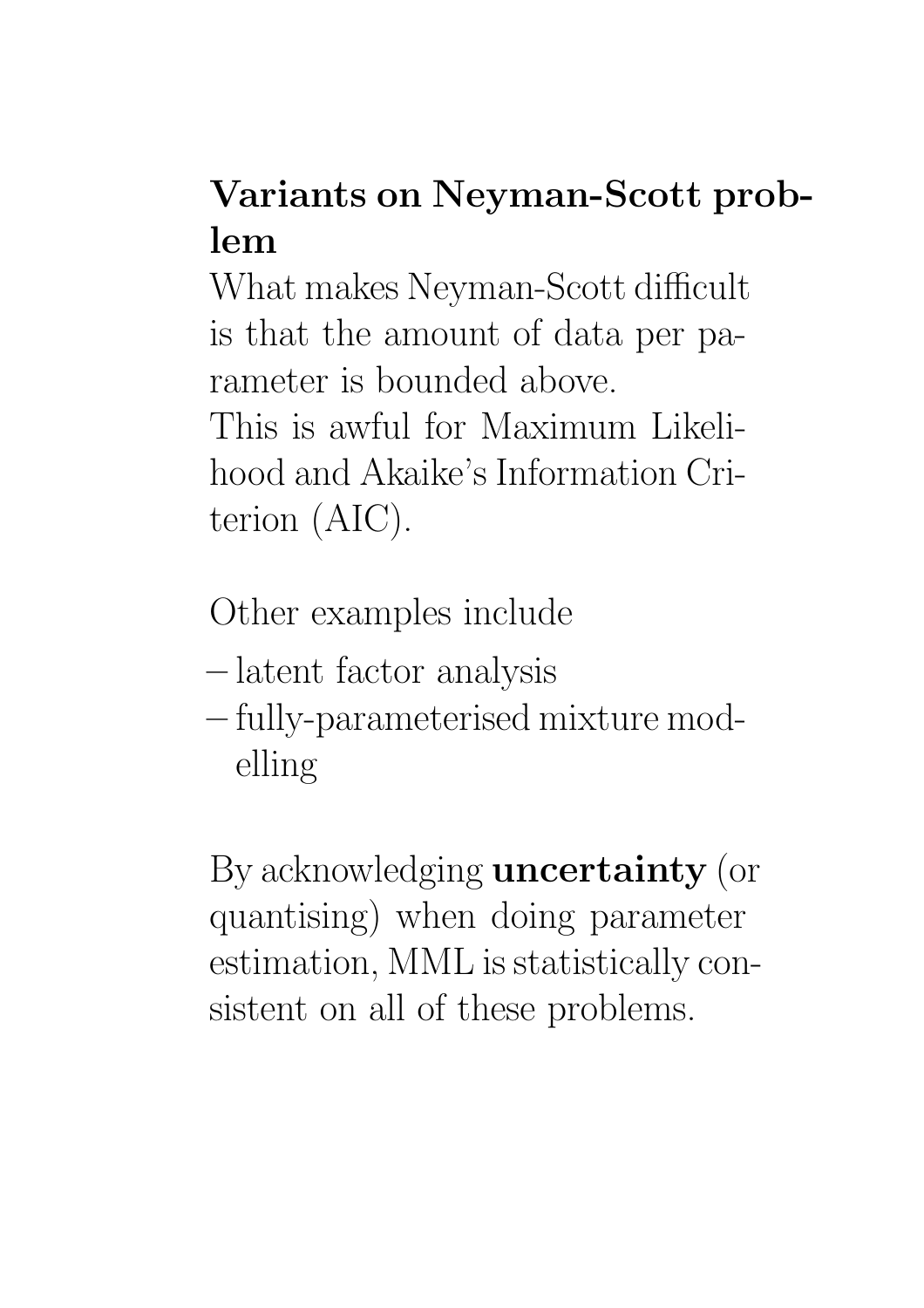## Variants on Neyman-Scott problem

What makes Neyman-Scott difficult is that the amount of data per parameter is bounded above.
This is awful for Maximum Likelihood and Akaike's Information Criterion (AIC).

Other examples include

- latent factor analysis
- fully-parameterised mixture modelling

By acknowledging **uncertainty** (or quantising) when doing parameter estimation, MML is statistically consistent on all of these problems.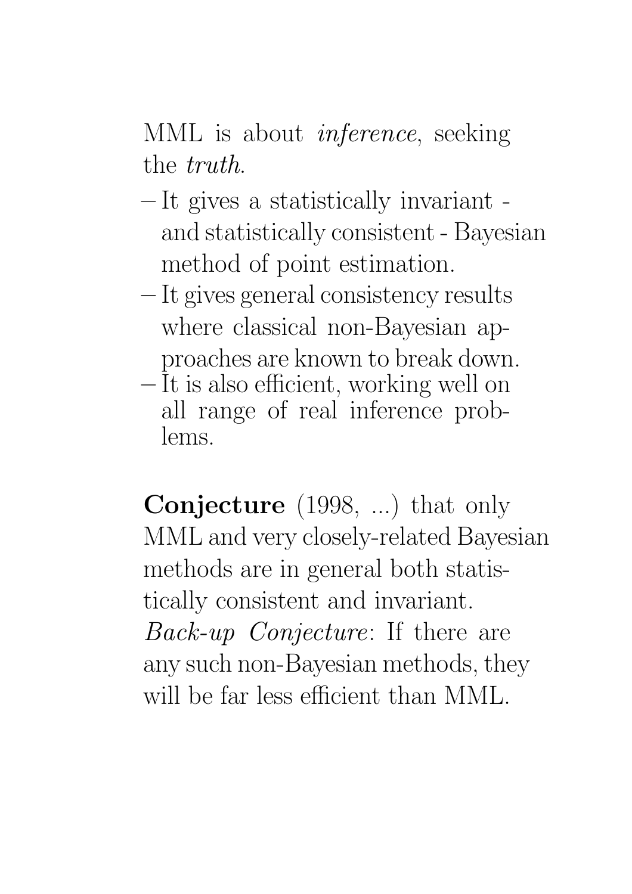MML is about *inference*, seeking the *truth*.

– It gives a statistically invariant - and statistically consistent - Bayesian method of point estimation.
– It gives general consistency results where classical non-Bayesian approaches are known to break down.
– It is also efficient, working well on all range of real inference problems.

**Conjecture** (1998, ...) that only MML and very closely-related Bayesian methods are in general both statistically consistent and invariant.
*Back-up Conjecture*: If there are any such non-Bayesian methods, they will be far less efficient than MML.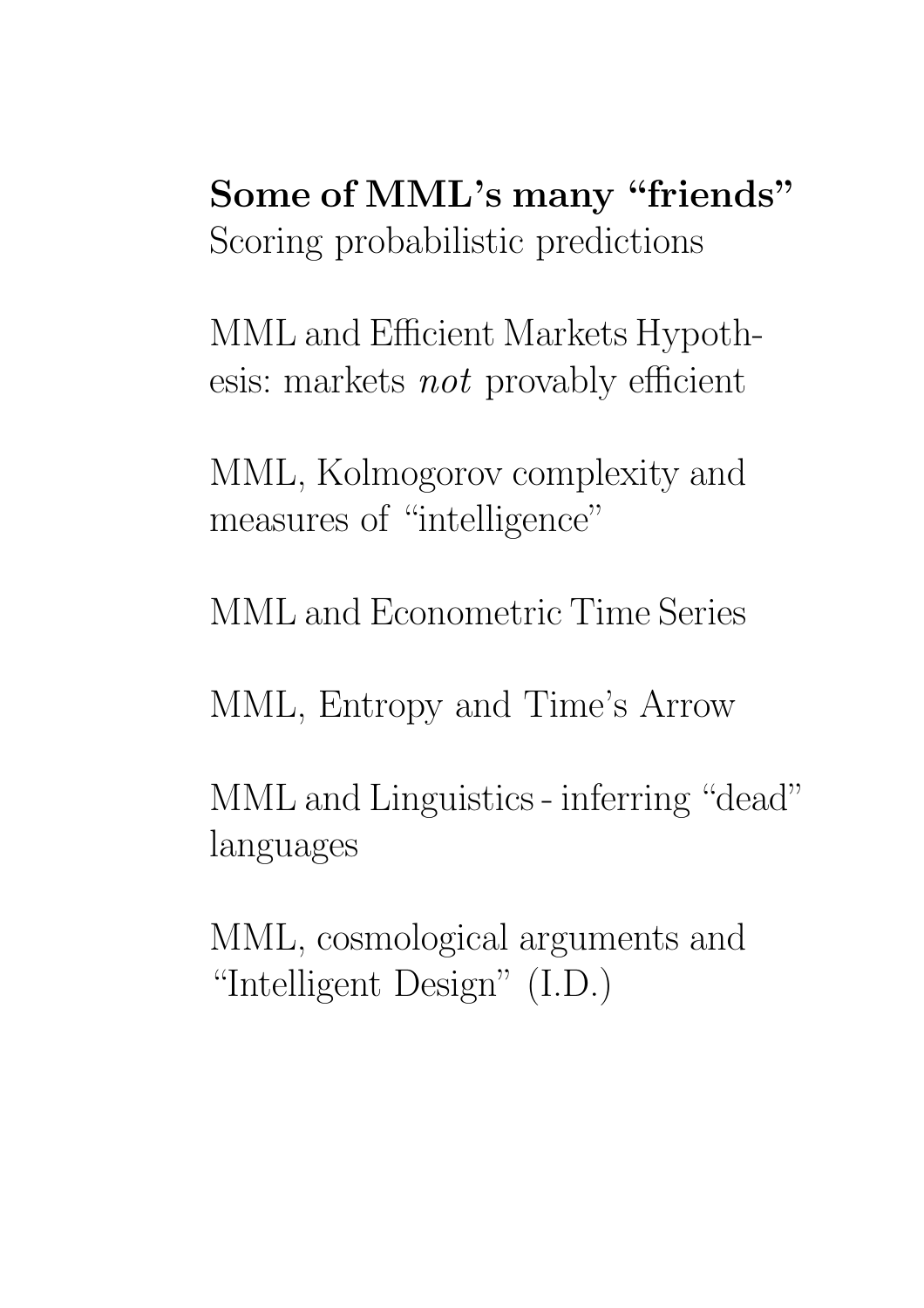**Some of MML's many "friends"**
Scoring probabilistic predictions

MML and Efficient Markets Hypothesis: markets *not* provably efficient

MML, Kolmogorov complexity and measures of "intelligence"

MML and Econometric Time Series

MML, Entropy and Time's Arrow

MML and Linguistics - inferring "dead" languages

MML, cosmological arguments and "Intelligent Design" (I.D.)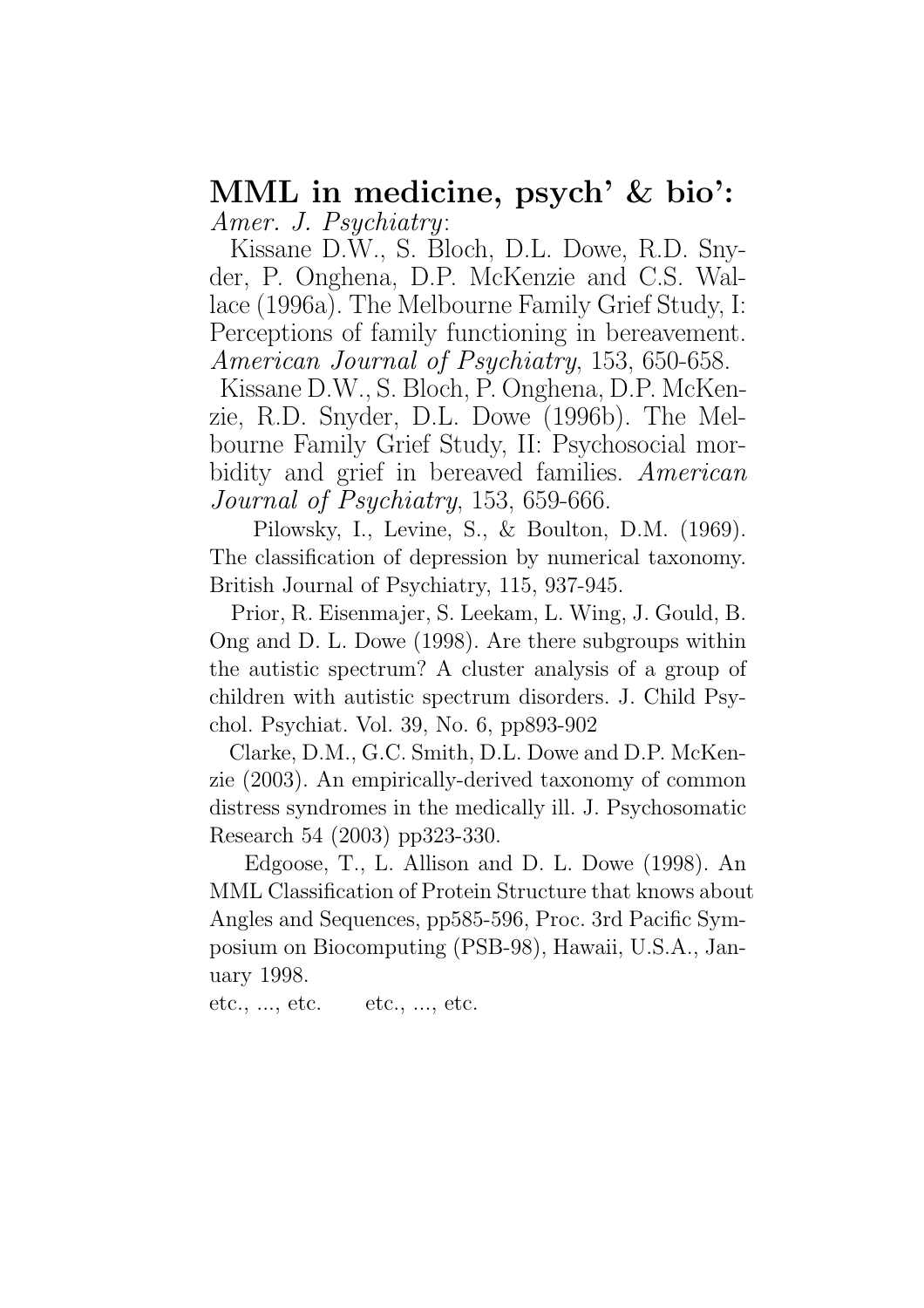## MML in medicine, psych' & bio':

*Amer. J. Psychiatry*:

Kissane D.W., S. Bloch, D.L. Dowe, R.D. Snyder, P. Onghena, D.P. McKenzie and C.S. Wallace (1996a). The Melbourne Family Grief Study, I: Perceptions of family functioning in bereavement. *American Journal of Psychiatry*, 153, 650-658.

Kissane D.W., S. Bloch, P. Onghena, D.P. McKenzie, R.D. Snyder, D.L. Dowe (1996b). The Melbourne Family Grief Study, II: Psychosocial morbidity and grief in bereaved families. *American Journal of Psychiatry*, 153, 659-666.

Pilowsky, I., Levine, S., & Boulton, D.M. (1969). The classification of depression by numerical taxonomy. British Journal of Psychiatry, 115, 937-945.

Prior, R. Eisenmajer, S. Leekam, L. Wing, J. Gould, B. Ong and D. L. Dowe (1998). Are there subgroups within the autistic spectrum? A cluster analysis of a group of children with autistic spectrum disorders. J. Child Psychol. Psychiat. Vol. 39, No. 6, pp893-902

Clarke, D.M., G.C. Smith, D.L. Dowe and D.P. McKenzie (2003). An empirically-derived taxonomy of common distress syndromes in the medically ill. J. Psychosomatic Research 54 (2003) pp323-330.

Edgoose, T., L. Allison and D. L. Dowe (1998). An MML Classification of Protein Structure that knows about Angles and Sequences, pp585-596, Proc. 3rd Pacific Symposium on Biocomputing (PSB-98), Hawaii, U.S.A., January 1998.

etc., ..., etc. etc., ..., etc.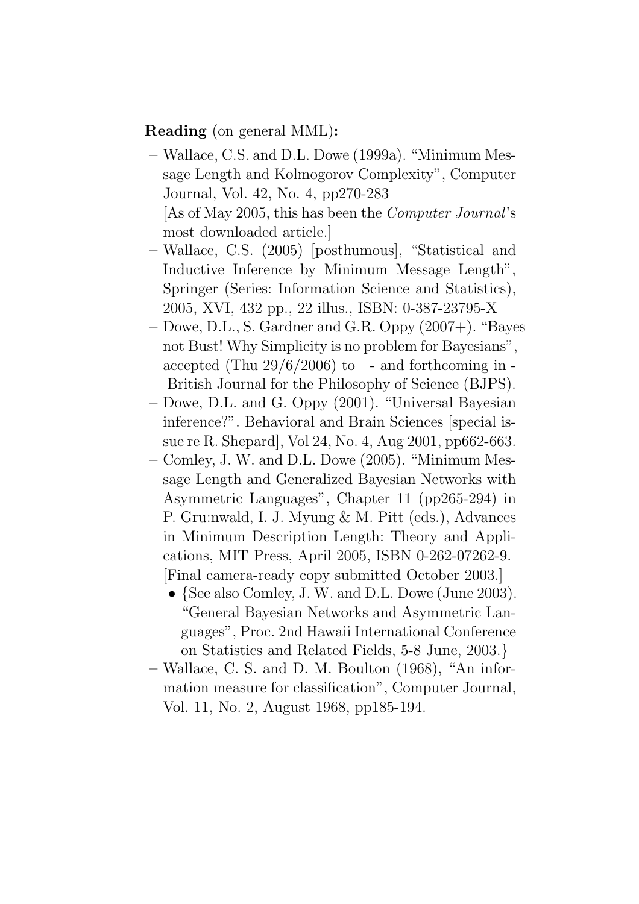**Reading** (on general MML)**:**

- Wallace, C.S. and D.L. Dowe (1999a). "Minimum Message Length and Kolmogorov Complexity", Computer Journal, Vol. 42, No. 4, pp270-283
  [As of May 2005, this has been the *Computer Journal*'s most downloaded article.]
- Wallace, C.S. (2005) [posthumous], "Statistical and Inductive Inference by Minimum Message Length", Springer (Series: Information Science and Statistics), 2005, XVI, 432 pp., 22 illus., ISBN: 0-387-23795-X
- Dowe, D.L., S. Gardner and G.R. Oppy (2007+). "Bayes not Bust! Why Simplicity is no problem for Bayesians", accepted (Thu 29/6/2006) to - and forthcoming in - British Journal for the Philosophy of Science (BJPS).
- Dowe, D.L. and G. Oppy (2001). "Universal Bayesian inference?". Behavioral and Brain Sciences [special issue re R. Shepard], Vol 24, No. 4, Aug 2001, pp662-663.
- Comley, J. W. and D.L. Dowe (2005). "Minimum Message Length and Generalized Bayesian Networks with Asymmetric Languages", Chapter 11 (pp265-294) in P. Gru:nwald, I. J. Myung & M. Pitt (eds.), Advances in Minimum Description Length: Theory and Applications, MIT Press, April 2005, ISBN 0-262-07262-9. [Final camera-ready copy submitted October 2003.]
  - {See also Comley, J. W. and D.L. Dowe (June 2003). "General Bayesian Networks and Asymmetric Languages", Proc. 2nd Hawaii International Conference on Statistics and Related Fields, 5-8 June, 2003.}
- Wallace, C. S. and D. M. Boulton (1968), "An information measure for classification", Computer Journal, Vol. 11, No. 2, August 1968, pp185-194.